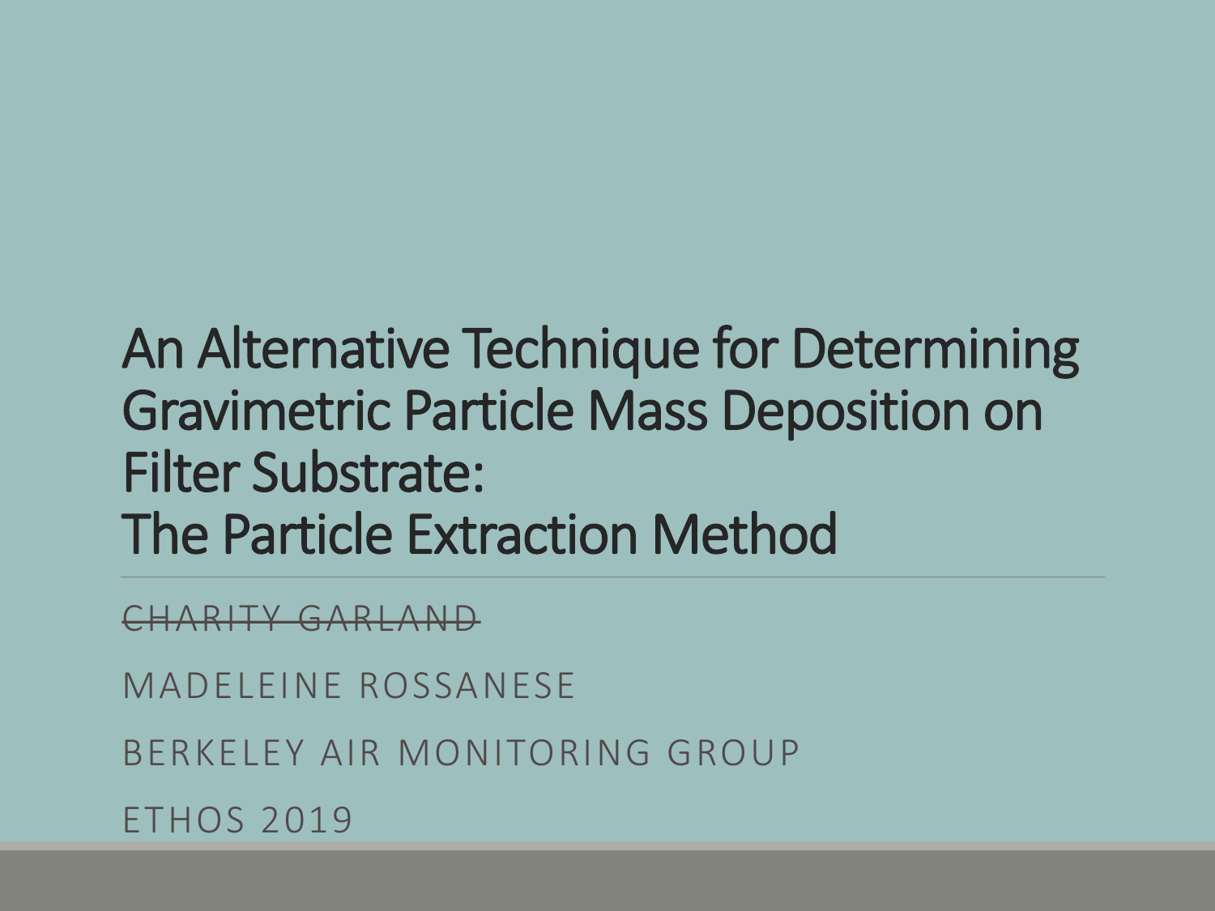# An Alternative Technique for Determining Gravimetric Particle Mass Deposition on Filter Substrate: The Particle Extraction Method

~~CHARITY GARLAND~~

MADELEINE ROSSANESE

BERKELEY AIR MONITORING GROUP

ETHOS 2019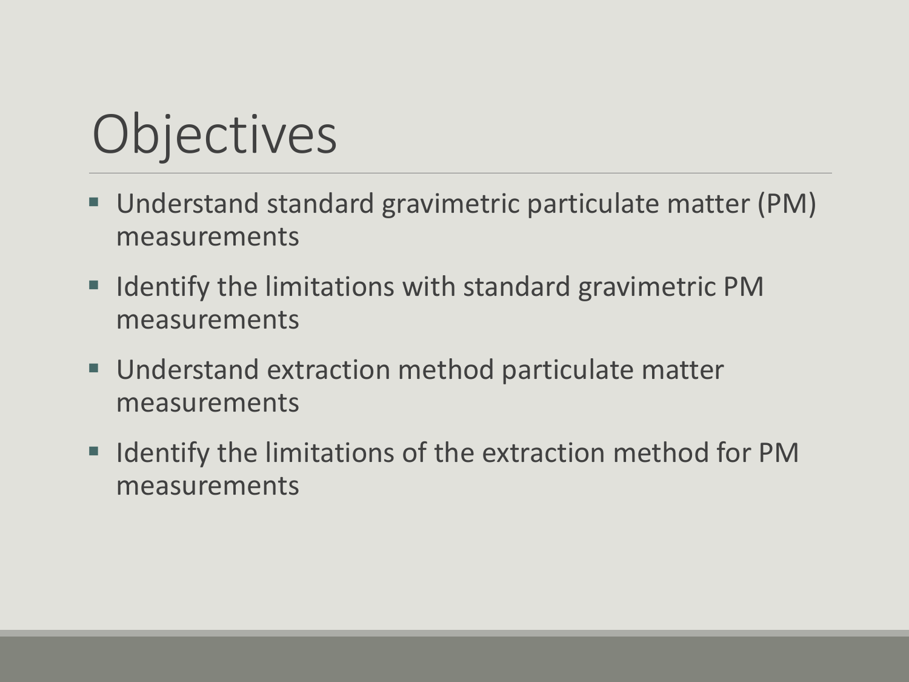# Objectives

- Understand standard gravimetric particulate matter (PM) measurements
- Identify the limitations with standard gravimetric PM measurements
- Understand extraction method particulate matter measurements
- Identify the limitations of the extraction method for PM measurements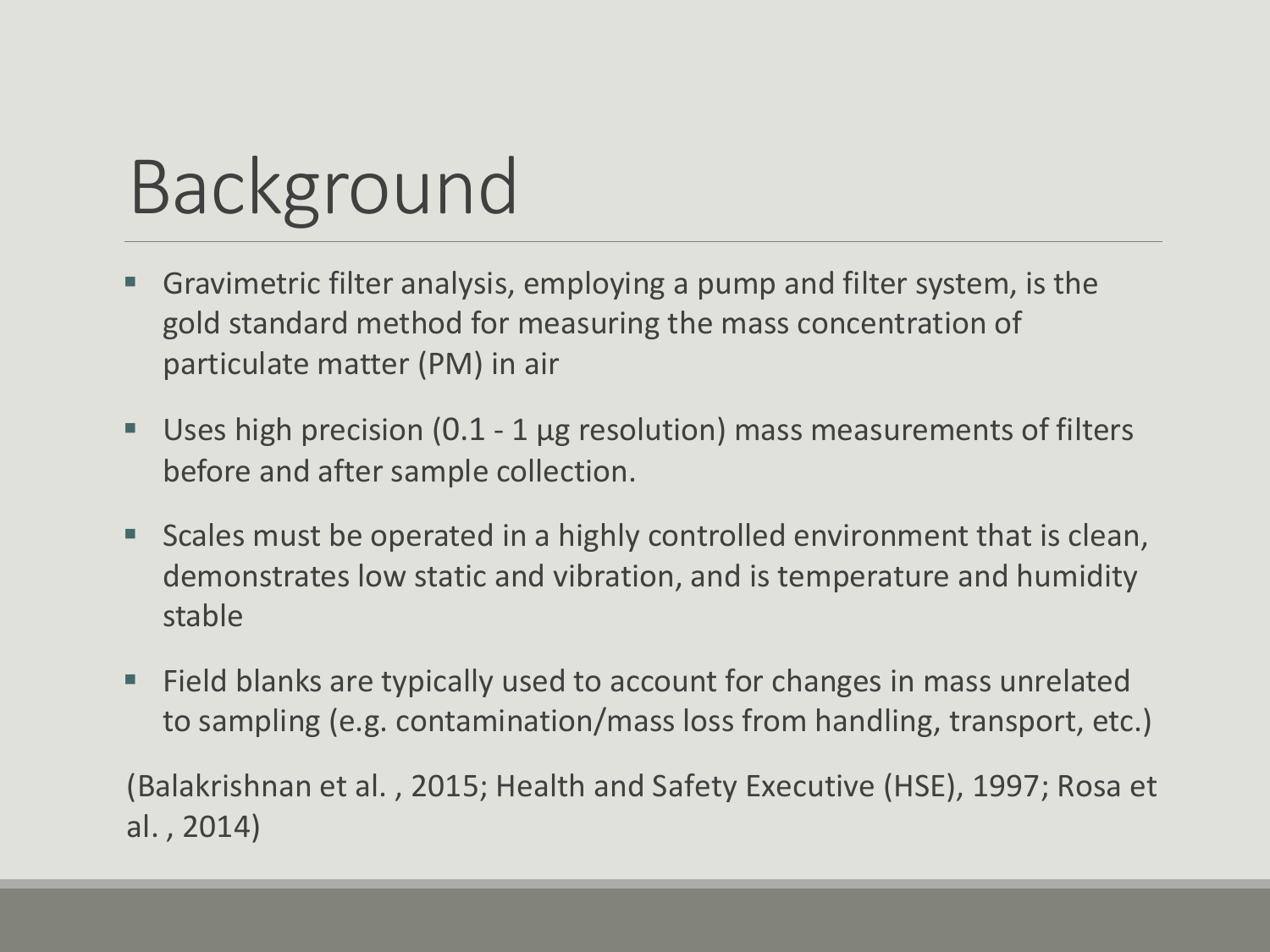# Background

- Gravimetric filter analysis, employing a pump and filter system, is the gold standard method for measuring the mass concentration of particulate matter (PM) in air
- Uses high precision (0.1 - 1 µg resolution) mass measurements of filters before and after sample collection.
- Scales must be operated in a highly controlled environment that is clean, demonstrates low static and vibration, and is temperature and humidity stable
- Field blanks are typically used to account for changes in mass unrelated to sampling (e.g. contamination/mass loss from handling, transport, etc.)

(Balakrishnan et al. , 2015; Health and Safety Executive (HSE), 1997; Rosa et al. , 2014)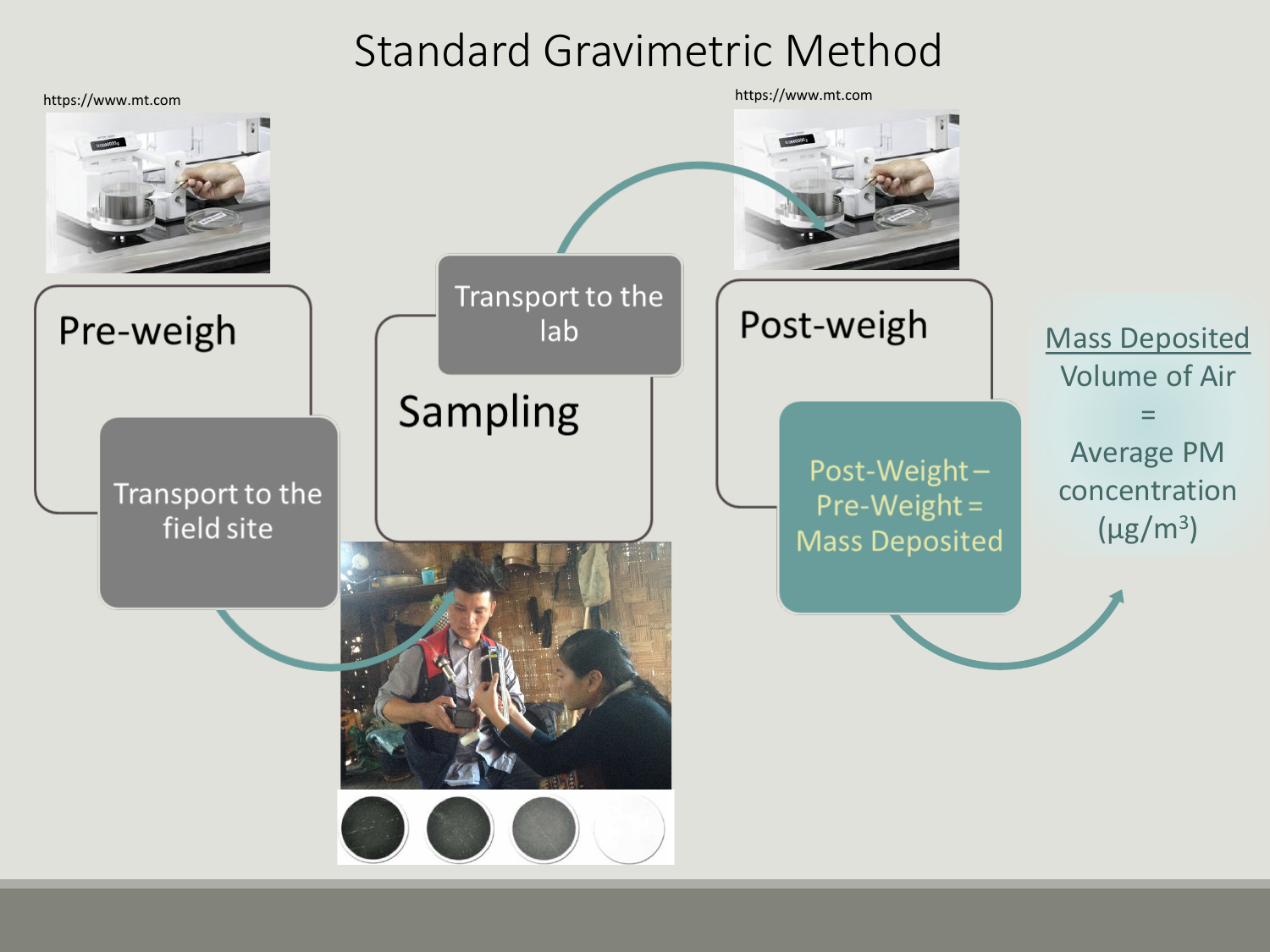# Standard Gravimetric Method

https://www.mt.com

**Pre-weigh**

Transport to the field site

**Sampling**

Transport to the lab

https://www.mt.com

**Post-weigh**

Post-Weight – Pre-Weight = Mass Deposited

$$\frac{\text{Mass Deposited}}{\text{Volume of Air}} = \text{Average PM concentration } (\mu g/m^3)$$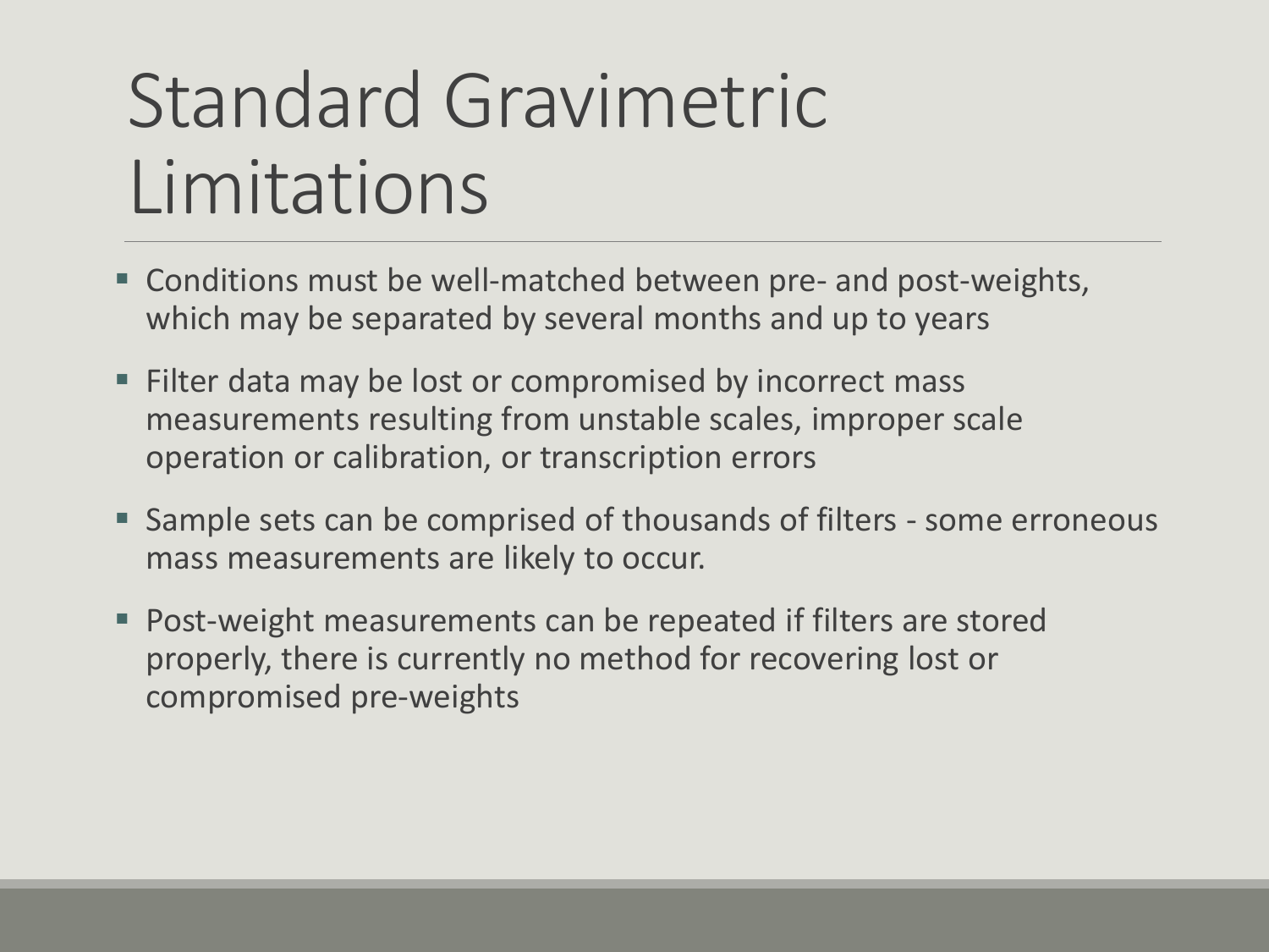# Standard Gravimetric Limitations

- Conditions must be well-matched between pre- and post-weights, which may be separated by several months and up to years
- Filter data may be lost or compromised by incorrect mass measurements resulting from unstable scales, improper scale operation or calibration, or transcription errors
- Sample sets can be comprised of thousands of filters - some erroneous mass measurements are likely to occur.
- Post-weight measurements can be repeated if filters are stored properly, there is currently no method for recovering lost or compromised pre-weights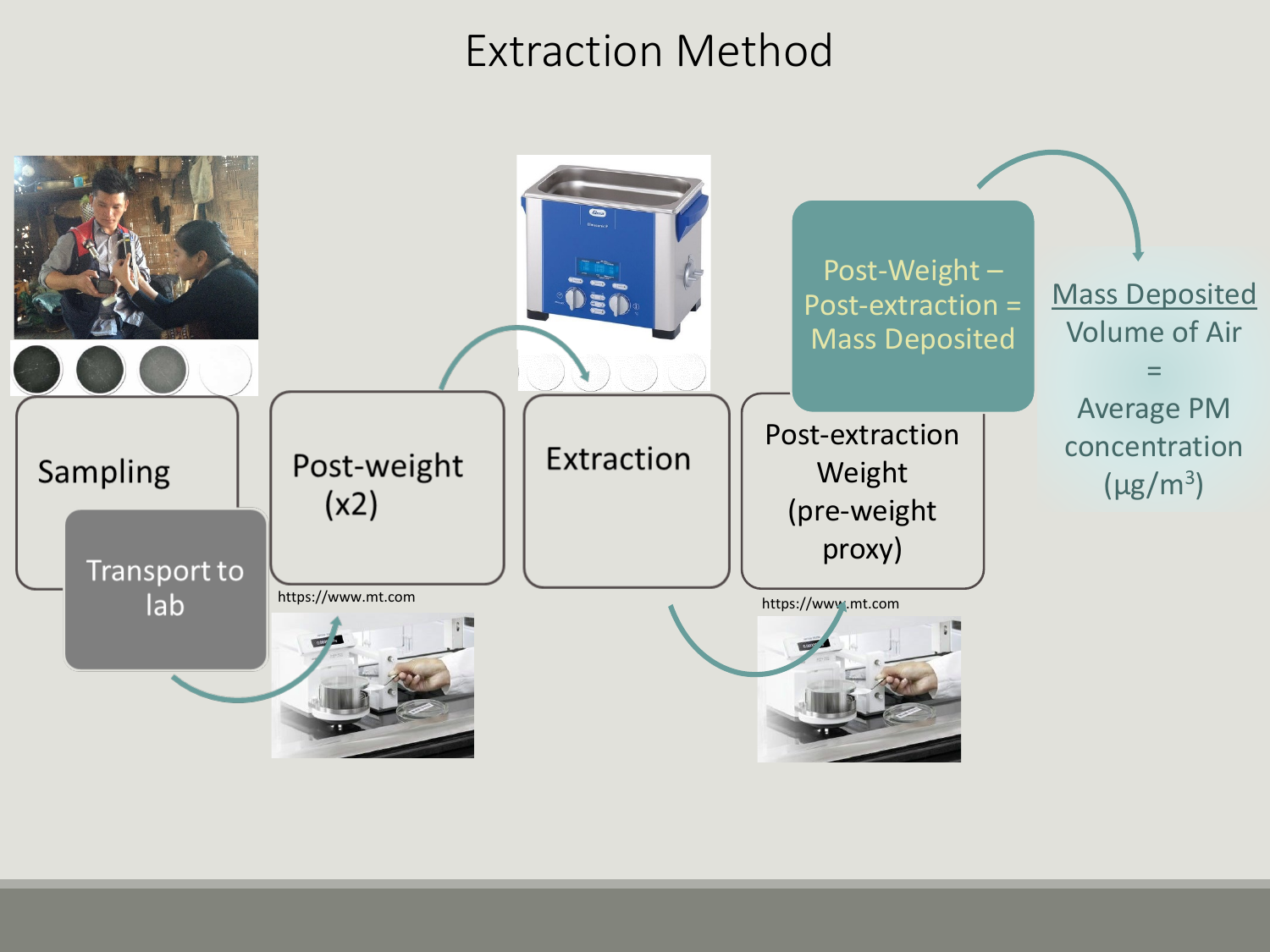# Extraction Method

Sampling

Transport to lab

Post-weight (x2)

https://www.mt.com

Extraction

Post-extraction Weight (pre-weight proxy)

https://www.mt.com

Post-Weight – Post-extraction = Mass Deposited

$$\frac{\text{Mass Deposited}}{\text{Volume of Air}} = \text{Average PM concentration } (\mu g/m^3)$$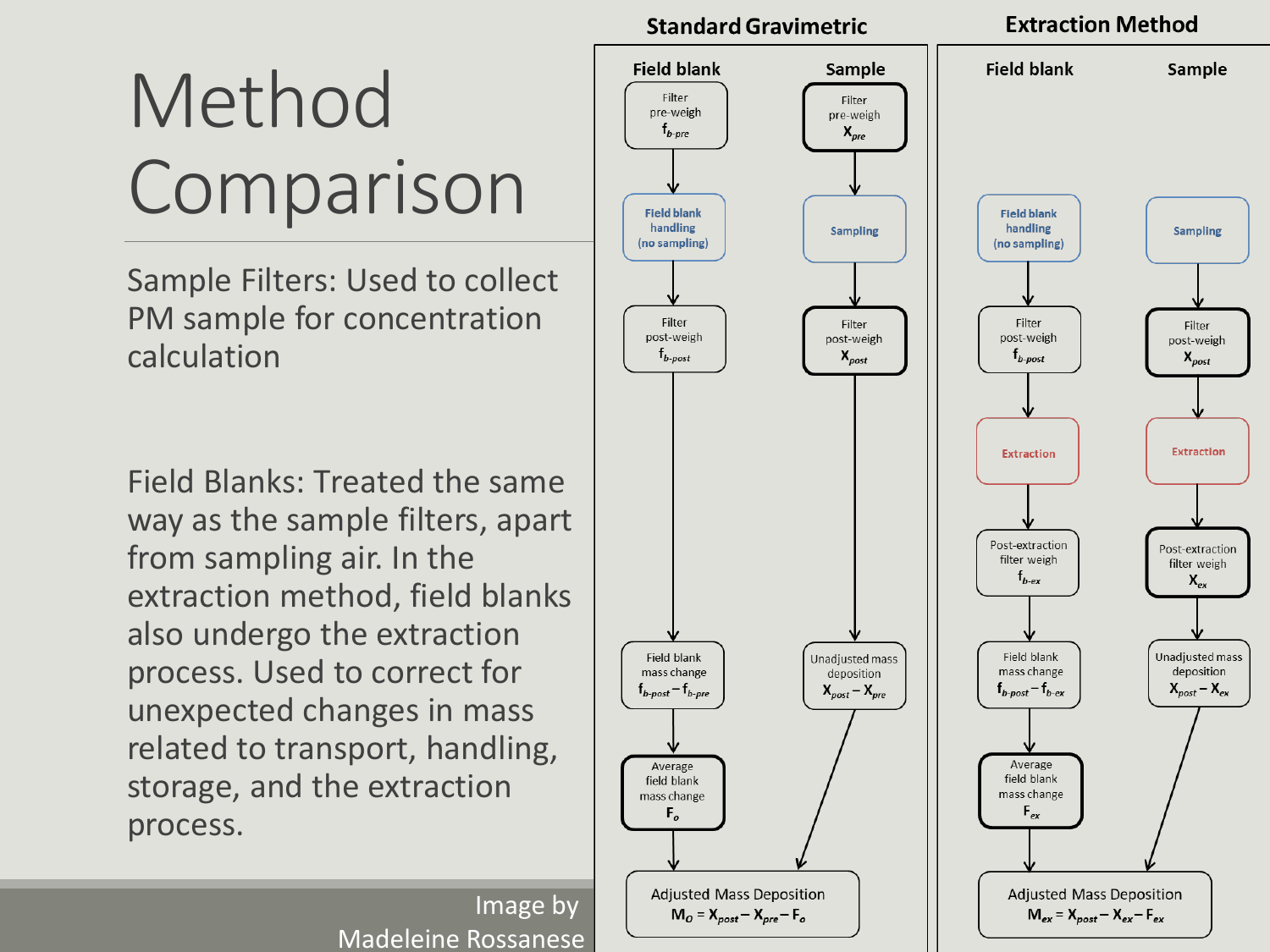# Method Comparison

Sample Filters: Used to collect PM sample for concentration calculation

Field Blanks: Treated the same way as the sample filters, apart from sampling air. In the extraction method, field blanks also undergo the extraction process. Used to correct for unexpected changes in mass related to transport, handling, storage, and the extraction process.

Image by Madeleine Rossanese

## Standard Gravimetric

**Field blank**

- Filter pre-weigh $f_{b\text{-}pre}$
- Field blank handling (no sampling)
- Filter post-weigh $f_{b\text{-}post}$
- Field blank mass change $f_{b\text{-}post} - f_{b\text{-}pre}$
- Average field blank mass change $F_o$

**Sample**

- Filter pre-weigh $X_{pre}$
- Sampling
- Filter post-weigh $X_{post}$
- Unadjusted mass deposition $X_{post} - X_{pre}$

Adjusted Mass Deposition $M_O = X_{post} - X_{pre} - F_o$

## Extraction Method

**Field blank**

- Field blank handling (no sampling)
- Filter post-weigh $f_{b\text{-}post}$
- Extraction
- Post-extraction filter weigh $f_{b\text{-}ex}$
- Field blank mass change $f_{b\text{-}post} - f_{b\text{-}ex}$
- Average field blank mass change $F_{ex}$

**Sample**

- Sampling
- Filter post-weigh $X_{post}$
- Extraction
- Post-extraction filter weigh $X_{ex}$
- Unadjusted mass deposition $X_{post} - X_{ex}$

Adjusted Mass Deposition $M_{ex} = X_{post} - X_{ex} - F_{ex}$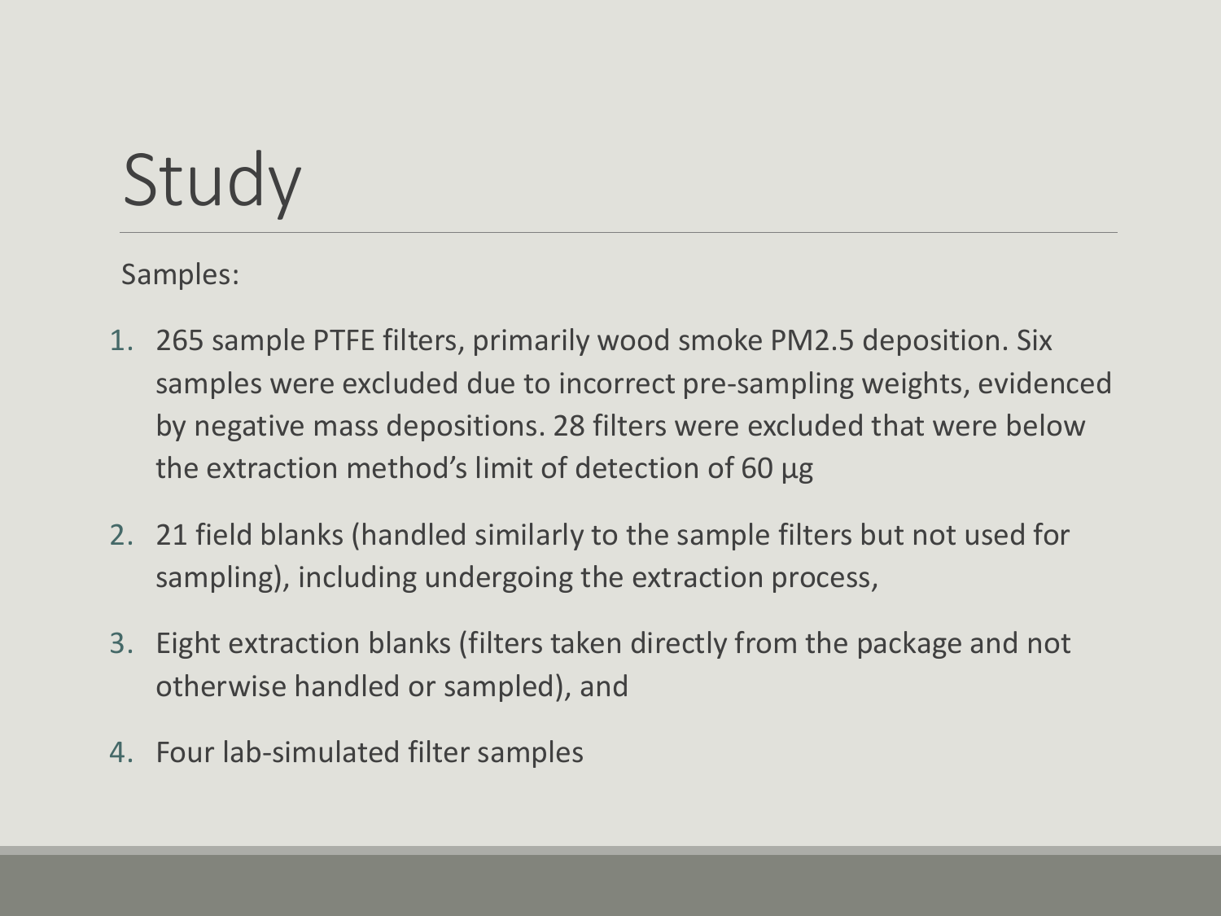# Study

Samples:

1. 265 sample PTFE filters, primarily wood smoke PM2.5 deposition. Six samples were excluded due to incorrect pre-sampling weights, evidenced by negative mass depositions. 28 filters were excluded that were below the extraction method's limit of detection of 60 μg
2. 21 field blanks (handled similarly to the sample filters but not used for sampling), including undergoing the extraction process,
3. Eight extraction blanks (filters taken directly from the package and not otherwise handled or sampled), and
4. Four lab-simulated filter samples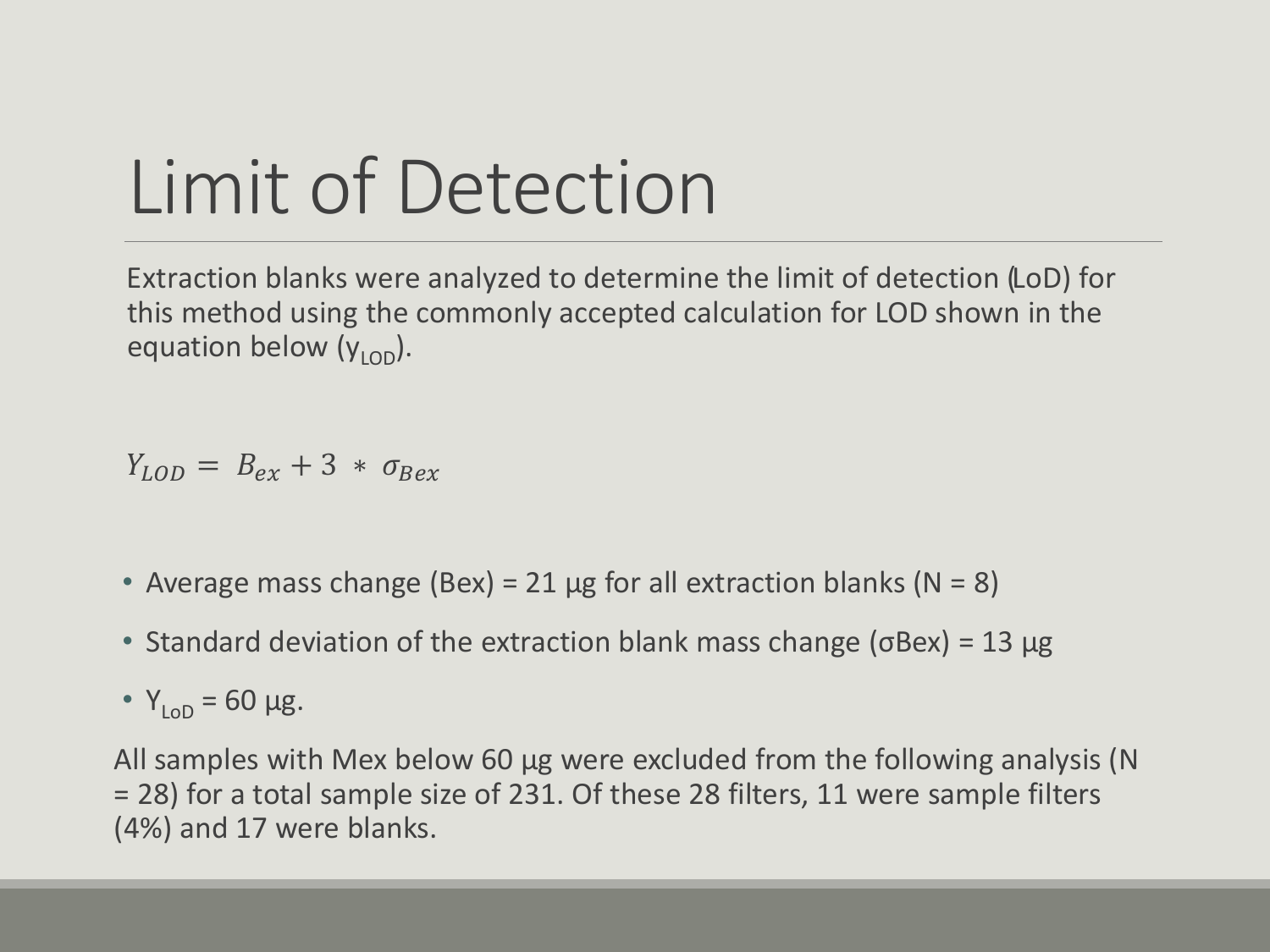# Limit of Detection

Extraction blanks were analyzed to determine the limit of detection (LoD) for this method using the commonly accepted calculation for LOD shown in the equation below ($y_{LOD}$).

$$Y_{LOD} = B_{ex} + 3 * \sigma_{Bex}$$

- Average mass change (Bex) = 21 µg for all extraction blanks (N = 8)
- Standard deviation of the extraction blank mass change (σBex) = 13 µg
- $Y_{LoD}$ = 60 µg.

All samples with Mex below 60 µg were excluded from the following analysis (N = 28) for a total sample size of 231. Of these 28 filters, 11 were sample filters (4%) and 17 were blanks.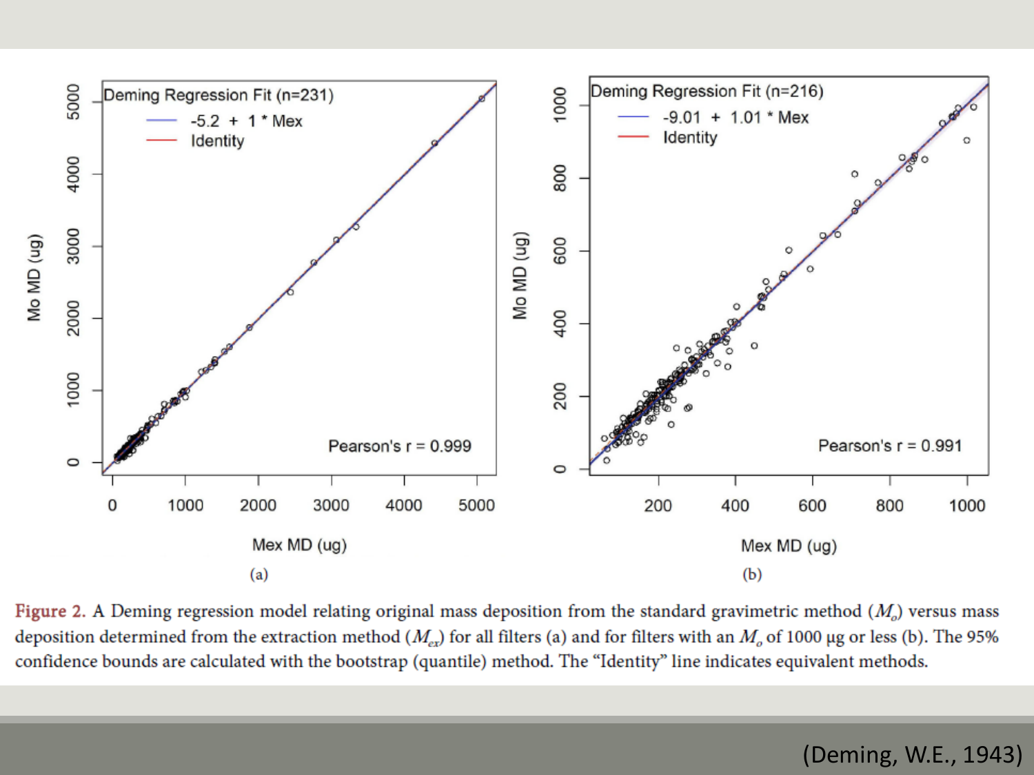Figure 2. A Deming regression model relating original mass deposition from the standard gravimetric method ($M_o$) versus mass deposition determined from the extraction method ($M_{ex}$) for all filters (a) and for filters with an $M_o$ of 1000 µg or less (b). The 95% confidence bounds are calculated with the bootstrap (quantile) method. The "Identity" line indicates equivalent methods.

(Deming, W.E., 1943)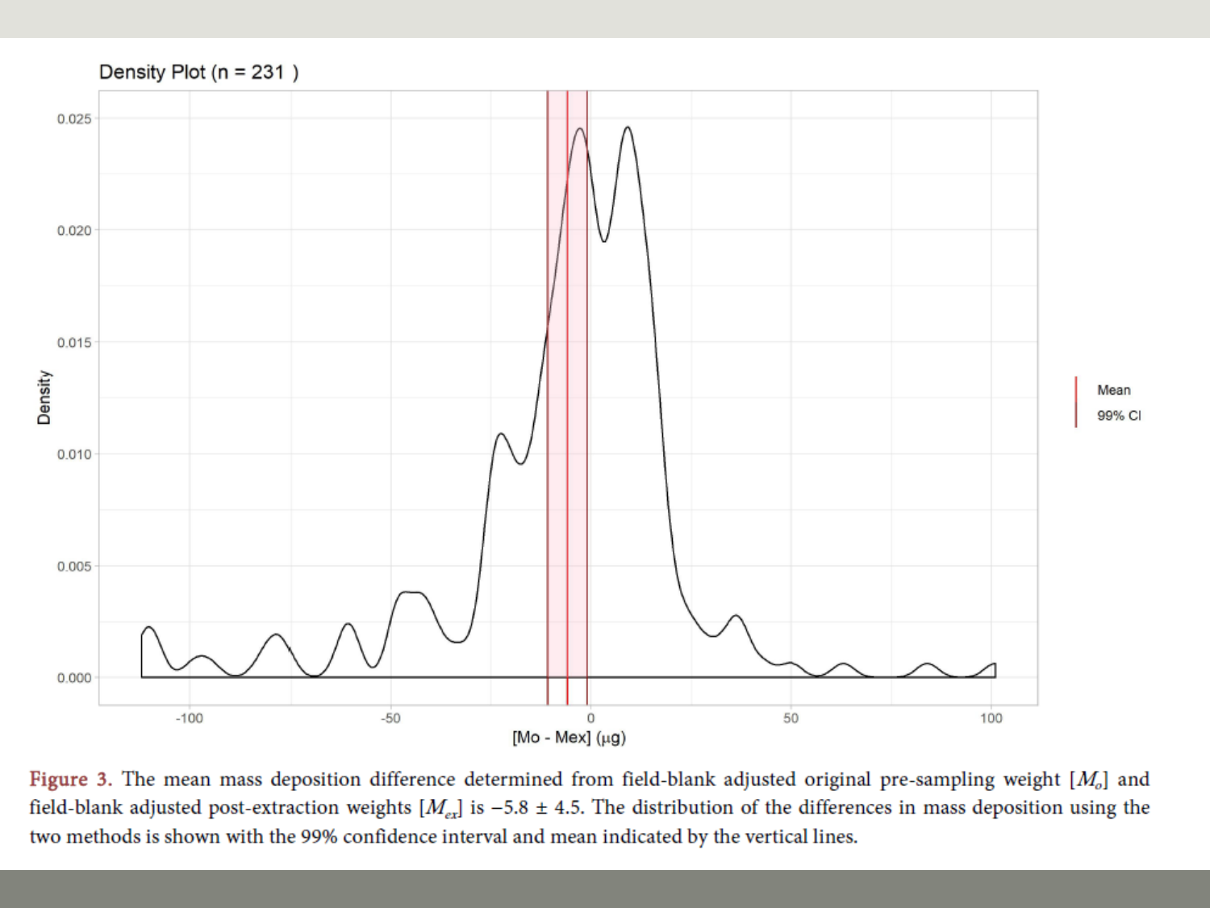**Figure 3.** The mean mass deposition difference determined from field-blank adjusted original pre-sampling weight [$M_o$] and field-blank adjusted post-extraction weights [$M_{ex}$] is −5.8 ± 4.5. The distribution of the differences in mass deposition using the two methods is shown with the 99% confidence interval and mean indicated by the vertical lines.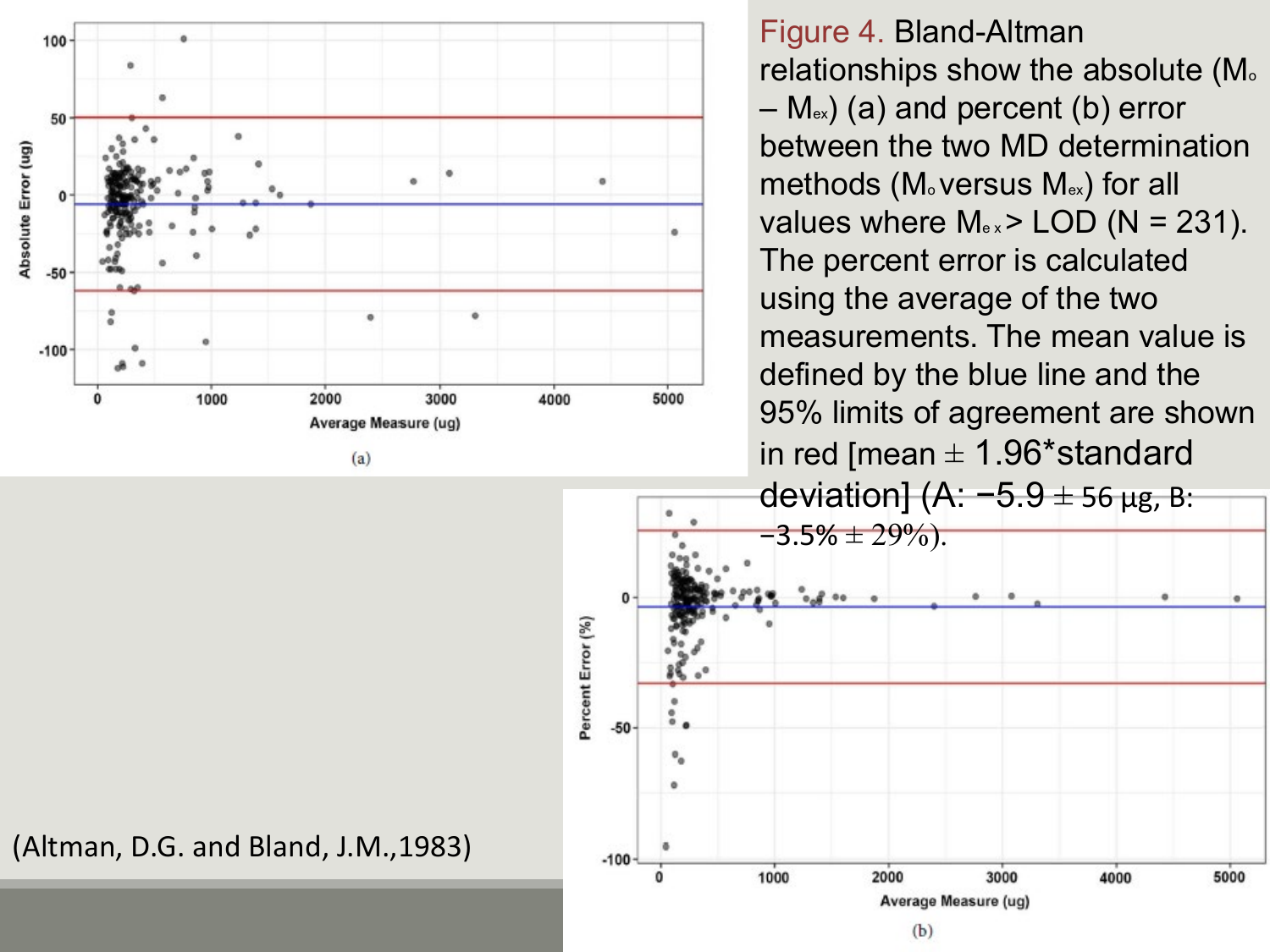Figure 4. Bland-Altman relationships show the absolute ($M_o - M_{ex}$) (a) and percent (b) error between the two MD determination methods ($M_o$ versus $M_{ex}$) for all values where $M_{ex}$ > LOD (N = 231). The percent error is calculated using the average of the two measurements. The mean value is defined by the blue line and the 95% limits of agreement are shown in red [mean ± 1.96*standard deviation] (A: −5.9 ± 56 μg, B: −3.5% ± 29%).

(Altman, D.G. and Bland, J.M.,1983)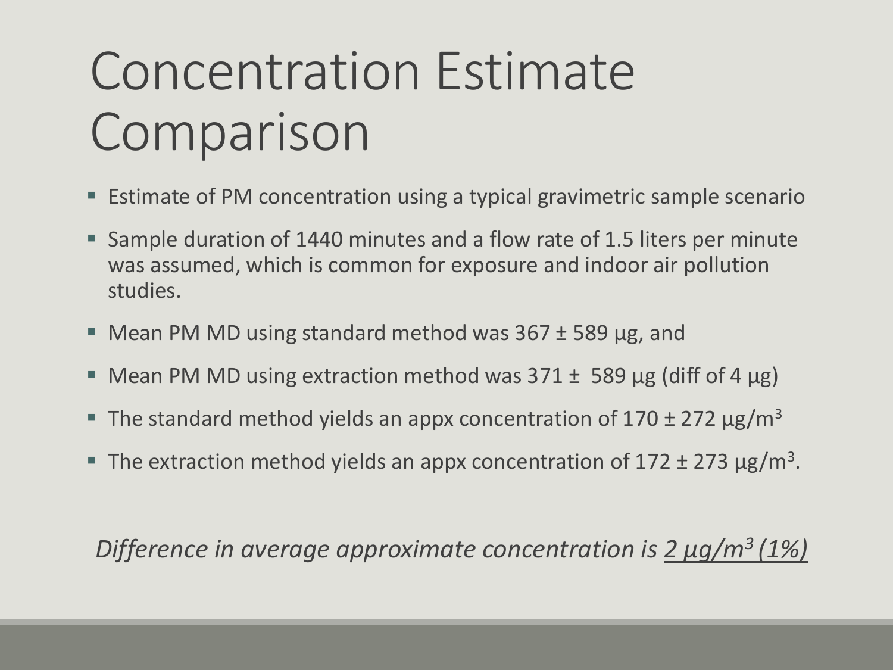# Concentration Estimate Comparison

- Estimate of PM concentration using a typical gravimetric sample scenario
- Sample duration of 1440 minutes and a flow rate of 1.5 liters per minute was assumed, which is common for exposure and indoor air pollution studies.
- Mean PM MD using standard method was 367 ± 589 μg, and
- Mean PM MD using extraction method was 371 ± 589 μg (diff of 4 μg)
- The standard method yields an appx concentration of 170 ± 272 μg/$m^3$
- The extraction method yields an appx concentration of 172 ± 273 μg/$m^3$.

*Difference in average approximate concentration is* _*2 μg/$m^3$ (1%)*_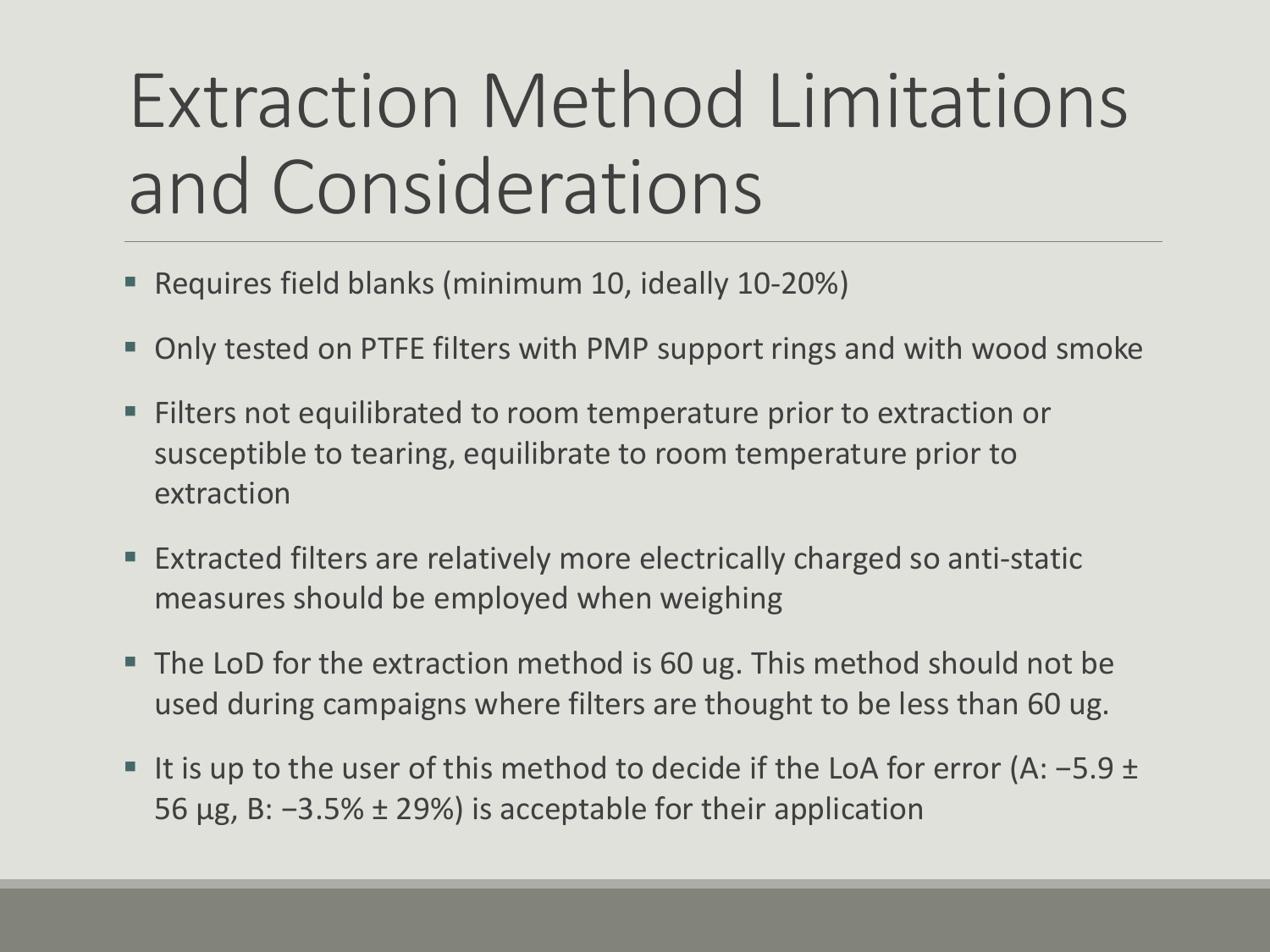# Extraction Method Limitations and Considerations

- Requires field blanks (minimum 10, ideally 10-20%)
- Only tested on PTFE filters with PMP support rings and with wood smoke
- Filters not equilibrated to room temperature prior to extraction or susceptible to tearing, equilibrate to room temperature prior to extraction
- Extracted filters are relatively more electrically charged so anti-static measures should be employed when weighing
- The LoD for the extraction method is 60 ug. This method should not be used during campaigns where filters are thought to be less than 60 ug.
- It is up to the user of this method to decide if the LoA for error (A: $-5.9 \pm 56$ µg, B: $-3.5\% \pm 29\%$) is acceptable for their application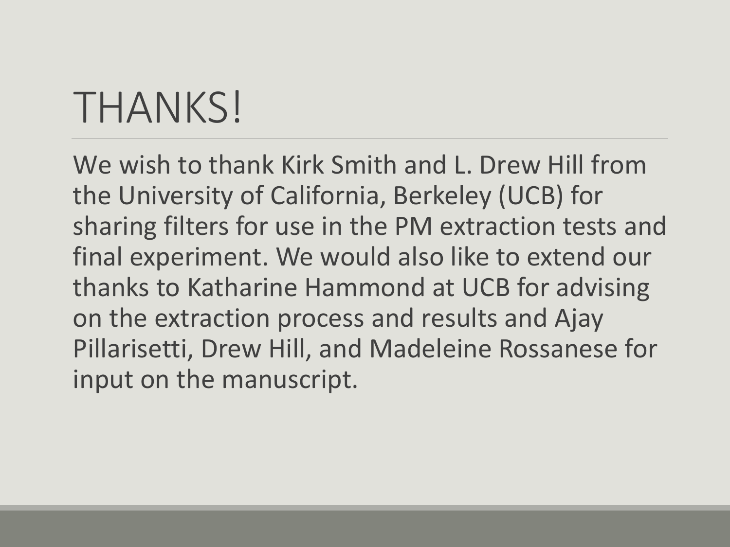# THANKS!

We wish to thank Kirk Smith and L. Drew Hill from the University of California, Berkeley (UCB) for sharing filters for use in the PM extraction tests and final experiment. We would also like to extend our thanks to Katharine Hammond at UCB for advising on the extraction process and results and Ajay Pillarisetti, Drew Hill, and Madeleine Rossanese for input on the manuscript.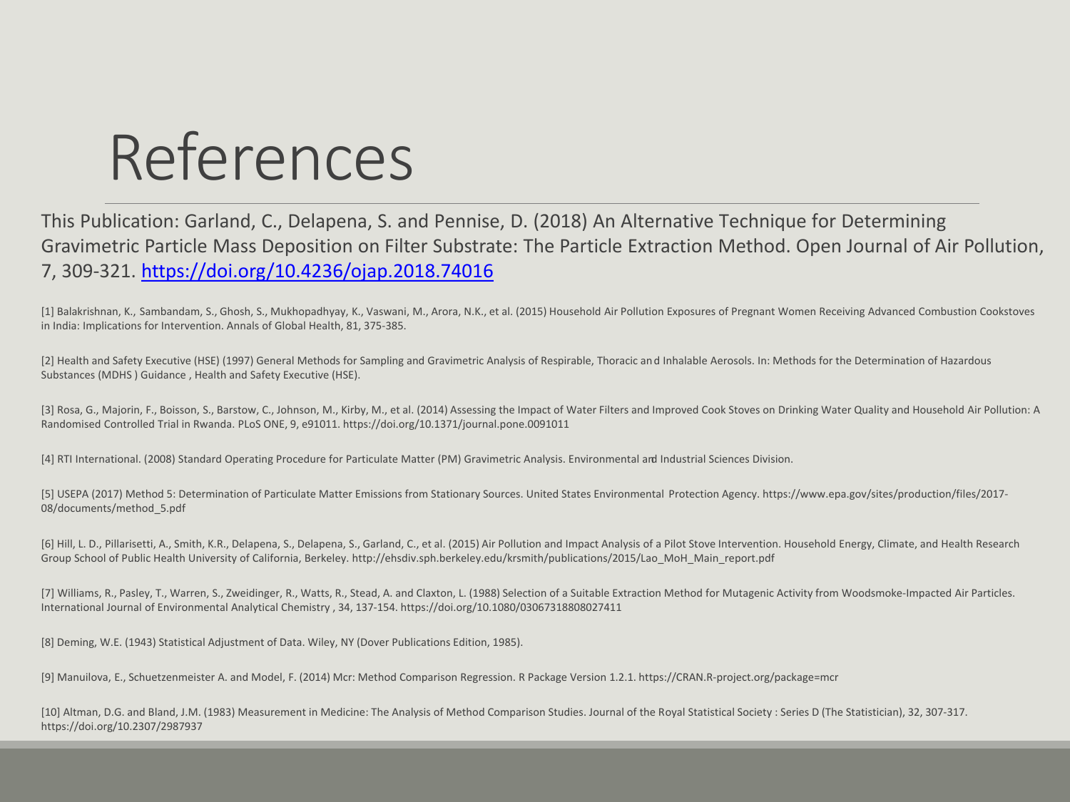# References

This Publication: Garland, C., Delapena, S. and Pennise, D. (2018) An Alternative Technique for Determining Gravimetric Particle Mass Deposition on Filter Substrate: The Particle Extraction Method. Open Journal of Air Pollution, 7, 309-321. https://doi.org/10.4236/ojap.2018.74016

[1] Balakrishnan, K., Sambandam, S., Ghosh, S., Mukhopadhyay, K., Vaswani, M., Arora, N.K., et al. (2015) Household Air Pollution Exposures of Pregnant Women Receiving Advanced Combustion Cookstoves in India: Implications for Intervention. Annals of Global Health, 81, 375-385.

[2] Health and Safety Executive (HSE) (1997) General Methods for Sampling and Gravimetric Analysis of Respirable, Thoracic and Inhalable Aerosols. In: Methods for the Determination of Hazardous Substances (MDHS ) Guidance , Health and Safety Executive (HSE).

[3] Rosa, G., Majorin, F., Boisson, S., Barstow, C., Johnson, M., Kirby, M., et al. (2014) Assessing the Impact of Water Filters and Improved Cook Stoves on Drinking Water Quality and Household Air Pollution: A Randomised Controlled Trial in Rwanda. PLoS ONE, 9, e91011. https://doi.org/10.1371/journal.pone.0091011

[4] RTI International. (2008) Standard Operating Procedure for Particulate Matter (PM) Gravimetric Analysis. Environmental and Industrial Sciences Division.

[5] USEPA (2017) Method 5: Determination of Particulate Matter Emissions from Stationary Sources. United States Environmental Protection Agency. https://www.epa.gov/sites/production/files/2017-08/documents/method_5.pdf

[6] Hill, L. D., Pillarisetti, A., Smith, K.R., Delapena, S., Delapena, S., Garland, C., et al. (2015) Air Pollution and Impact Analysis of a Pilot Stove Intervention. Household Energy, Climate, and Health Research Group School of Public Health University of California, Berkeley. http://ehsdiv.sph.berkeley.edu/krsmith/publications/2015/Lao_MoH_Main_report.pdf

[7] Williams, R., Pasley, T., Warren, S., Zweidinger, R., Watts, R., Stead, A. and Claxton, L. (1988) Selection of a Suitable Extraction Method for Mutagenic Activity from Woodsmoke-Impacted Air Particles. International Journal of Environmental Analytical Chemistry , 34, 137-154. https://doi.org/10.1080/03067318808027411

[8] Deming, W.E. (1943) Statistical Adjustment of Data. Wiley, NY (Dover Publications Edition, 1985).

[9] Manuilova, E., Schuetzenmeister A. and Model, F. (2014) Mcr: Method Comparison Regression. R Package Version 1.2.1. https://CRAN.R-project.org/package=mcr

[10] Altman, D.G. and Bland, J.M. (1983) Measurement in Medicine: The Analysis of Method Comparison Studies. Journal of the Royal Statistical Society : Series D (The Statistician), 32, 307-317. https://doi.org/10.2307/2987937